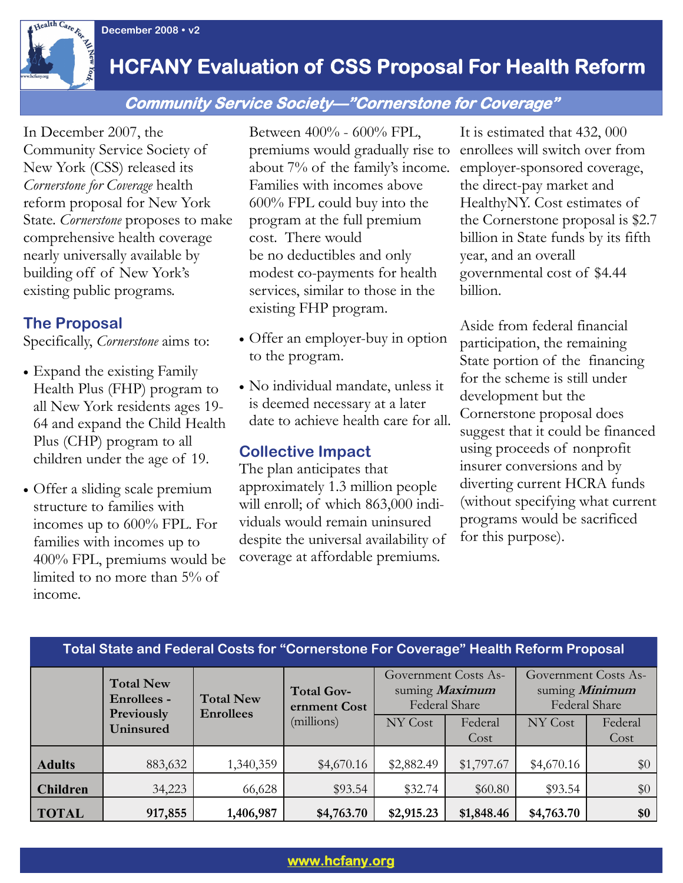December 2008 • v2

# HCFANY Evaluation of CSS Proposal For Health Reform

## Community Service Society—"Cornerstone for Coverage"

In December 2007, the Community Service Society of New York (CSS) released its *Cornerstone for Coverage* health reform proposal for New York State. *Cornerstone* proposes to make comprehensive health coverage nearly universally available by building off of New York's existing public programs.

### The Proposal

Specifically, *Cornerstone* aims to:

- Expand the existing Family Health Plus (FHP) program to all New York residents ages 19-64 and expand the Child Health Plus (CHP) program to all children under the age of 19.
- Offer a sliding scale premium structure to families with incomes up to 600% FPL. For families with incomes up to 400% FPL, premiums would be limited to no more than 5% of income. Between 400% - 600% FPL, premiums would gradually rise to about 7% of the family's income. Families with incomes above 600% FPL could buy into the program at the full premium cost. There would be no deductibles and only modest co-payments for health services, similar to those in the existing FHP program.
- Offer an employer-buy in option to the program.
- No individual mandate, unless it is deemed necessary at a later date to achieve health care for all.

### Collective Impact

The plan anticipates that approximately 1.3 million people will enroll; of which 863,000 individuals would remain uninsured despite the universal availability of coverage at affordable premiums.

It is estimated that 432, 000 enrollees will switch over from employer-sponsored coverage, the direct-pay market and HealthyNY. Cost estimates of the Cornerstone proposal is $2.7 billion in State funds by its fifth year, and an overall governmental cost of $4.44 billion.

Aside from federal financial participation, the remaining State portion of the financing for the scheme is still under development but the Cornerstone proposal does suggest that it could be financed using proceeds of nonprofit insurer conversions and by diverting current HCRA funds (without specifying what current programs would be sacrificed for this purpose).

**Total State and Federal Costs for "Cornerstone For Coverage" Health Reform Proposal**

| | Total New Enrollees - Previously Uninsured | Total New Enrollees | Total Government Cost (millions) | Government Costs Assuming ***Maximum*** Federal Share | | Government Costs Assuming ***Minimum*** Federal Share | |
|---|---|---|---|---|---|---|---|
| | | | | NY Cost | Federal Cost | NY Cost | Federal Cost |
| **Adults** | 883,632 | 1,340,359 | $4,670.16 | $2,882.49 | $1,797.67 | $4,670.16 | $0 |
| **Children** | 34,223 | 66,628 | $93.54 | $32.74 | $60.80 | $93.54 | $0 |
| **TOTAL** | **917,855** | **1,406,987** | **$4,763.70** | **$2,915.23** | **$1,848.46** | **$4,763.70** | **$0** |

www.hcfany.org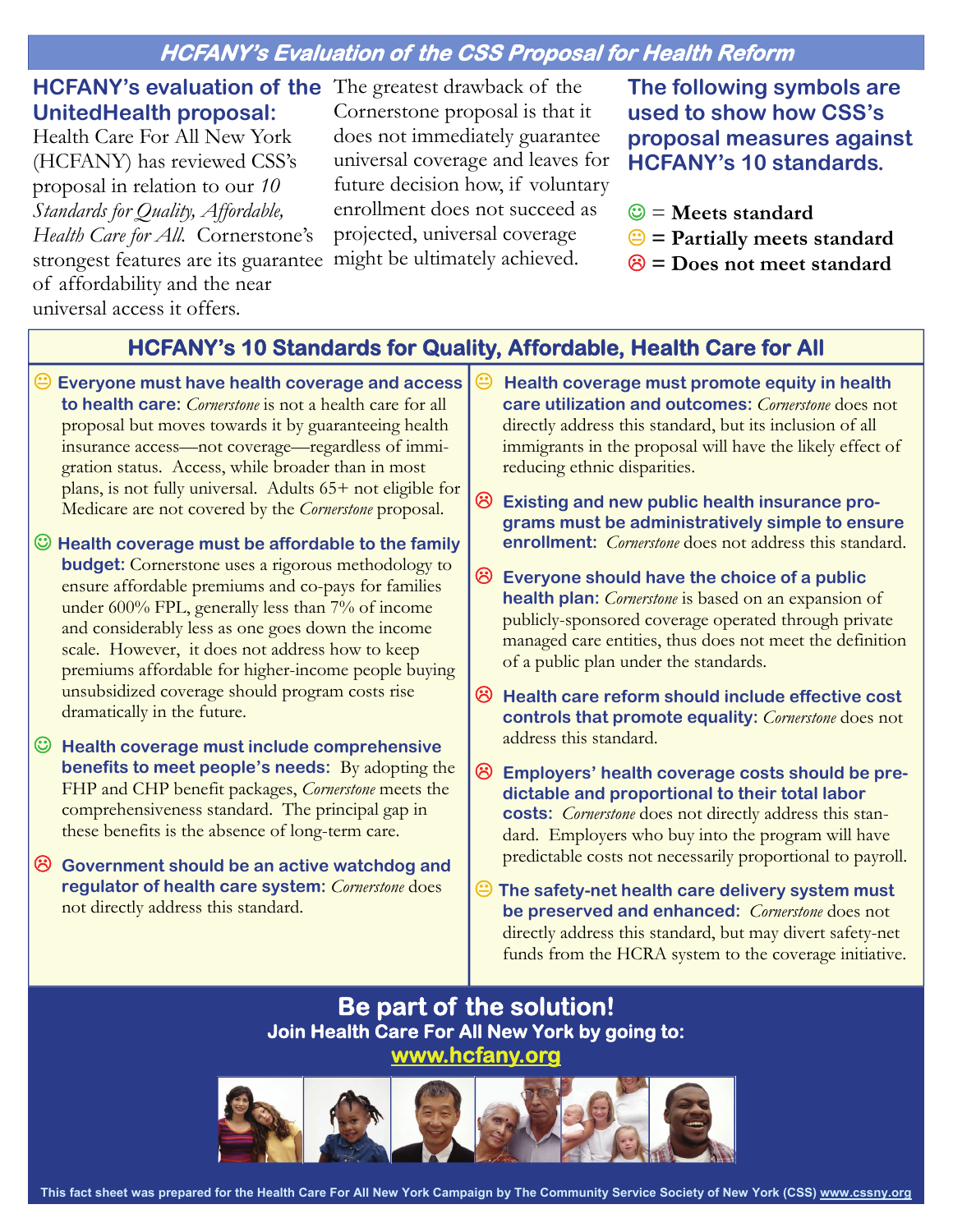# HCFANY's Evaluation of the CSS Proposal for Health Reform

## HCFANY's evaluation of the UnitedHealth proposal:

Health Care For All New York (HCFANY) has reviewed CSS's proposal in relation to our *10 Standards for Quality, Affordable, Health Care for All.* Cornerstone's strongest features are its guarantee of affordability and the near universal access it offers.

The greatest drawback of the Cornerstone proposal is that it does not immediately guarantee universal coverage and leaves for future decision how, if voluntary enrollment does not succeed as projected, universal coverage might be ultimately achieved.

## The following symbols are used to show how CSS's proposal measures against HCFANY's 10 standards.

☺ = **Meets standard**
😐 = **Partially meets standard**
☹ = **Does not meet standard**

## HCFANY's 10 Standards for Quality, Affordable, Health Care for All

😐 **Everyone must have health coverage and access to health care**: *Cornerstone* is not a health care for all proposal but moves towards it by guaranteeing health insurance access—not coverage—regardless of immigration status. Access, while broader than in most plans, is not fully universal. Adults 65+ not eligible for Medicare are not covered by the *Cornerstone* proposal.

☺ **Health coverage must be affordable to the family budget**: Cornerstone uses a rigorous methodology to ensure affordable premiums and co-pays for families under 600% FPL, generally less than 7% of income and considerably less as one goes down the income scale. However, it does not address how to keep premiums affordable for higher-income people buying unsubsidized coverage should program costs rise dramatically in the future.

☺ **Health coverage must include comprehensive benefits to meet people's needs**: By adopting the FHP and CHP benefit packages, *Cornerstone* meets the comprehensiveness standard. The principal gap in these benefits is the absence of long-term care.

☹ **Government should be an active watchdog and regulator of health care system:** *Cornerstone* does not directly address this standard.

😐 **Health coverage must promote equity in health care utilization and outcomes:** *Cornerstone* does not directly address this standard, but its inclusion of all immigrants in the proposal will have the likely effect of reducing ethnic disparities.

☹ **Existing and new public health insurance programs must be administratively simple to ensure enrollment**: *Cornerstone* does not address this standard.

☹ **Everyone should have the choice of a public health plan:** *Cornerstone* is based on an expansion of publicly-sponsored coverage operated through private managed care entities, thus does not meet the definition of a public plan under the standards.

☹ **Health care reform should include effective cost controls that promote equality**: *Cornerstone* does not address this standard.

☹ **Employers' health coverage costs should be predictable and proportional to their total labor costs**: *Cornerstone* does not directly address this standard. Employers who buy into the program will have predictable costs not necessarily proportional to payroll.

😐 **The safety-net health care delivery system must be preserved and enhanced:** *Cornerstone* does not directly address this standard, but may divert safety-net funds from the HCRA system to the coverage initiative.

## Be part of the solution!

**Join Health Care For All New York by going to:**

**www.hcfany.org**

This fact sheet was prepared for the Health Care For All New York Campaign by The Community Service Society of New York (CSS) www.cssny.org